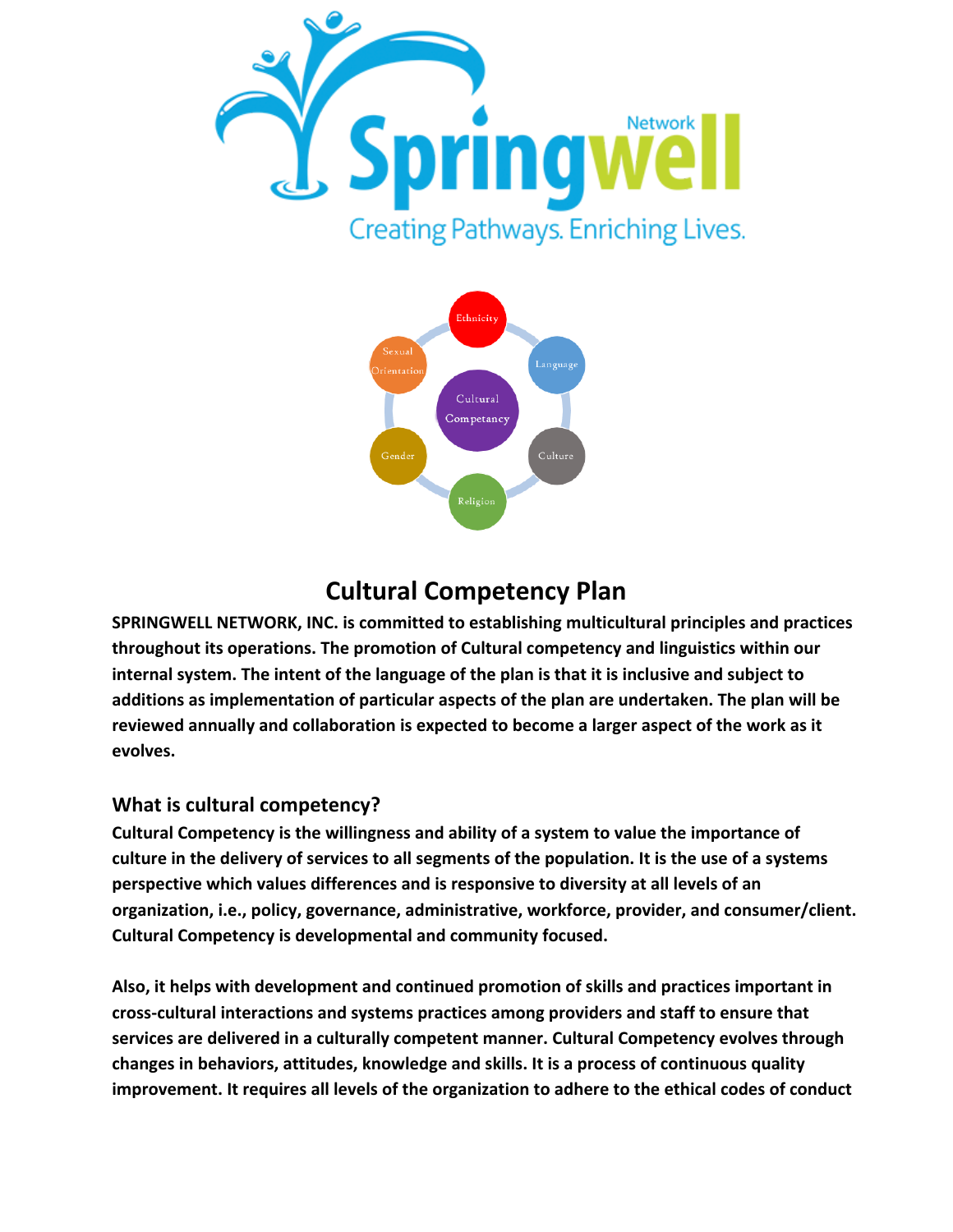# Cultural Competency Plan

**SPRINGWELL NETWORK, INC. is committed to establishing multicultural principles and practices throughout its operations. The promotion of Cultural competency and linguistics within our internal system. The intent of the language of the plan is that it is inclusive and subject to additions as implementation of particular aspects of the plan are undertaken. The plan will be reviewed annually and collaboration is expected to become a larger aspect of the work as it evolves.**

## What is cultural competency?

**Cultural Competency is the willingness and ability of a system to value the importance of culture in the delivery of services to all segments of the population. It is the use of a systems perspective which values differences and is responsive to diversity at all levels of an organization, i.e., policy, governance, administrative, workforce, provider, and consumer/client. Cultural Competency is developmental and community focused.**

**Also, it helps with development and continued promotion of skills and practices important in cross-cultural interactions and systems practices among providers and staff to ensure that services are delivered in a culturally competent manner. Cultural Competency evolves through changes in behaviors, attitudes, knowledge and skills. It is a process of continuous quality improvement. It requires all levels of the organization to adhere to the ethical codes of conduct**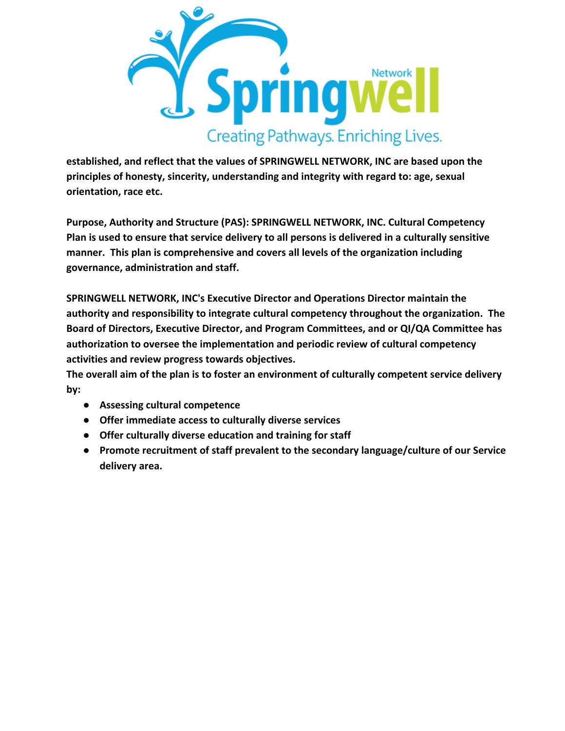**established, and reflect that the values of SPRINGWELL NETWORK, INC are based upon the principles of honesty, sincerity, understanding and integrity with regard to: age, sexual orientation, race etc.**

**Purpose, Authority and Structure (PAS): SPRINGWELL NETWORK, INC. Cultural Competency Plan is used to ensure that service delivery to all persons is delivered in a culturally sensitive manner. This plan is comprehensive and covers all levels of the organization including governance, administration and staff.**

**SPRINGWELL NETWORK, INC's Executive Director and Operations Director maintain the authority and responsibility to integrate cultural competency throughout the organization. The Board of Directors, Executive Director, and Program Committees, and or QI/QA Committee has authorization to oversee the implementation and periodic review of cultural competency activities and review progress towards objectives.**
**The overall aim of the plan is to foster an environment of culturally competent service delivery by:**

- **Assessing cultural competence**
- **Offer immediate access to culturally diverse services**
- **Offer culturally diverse education and training for staff**
- **Promote recruitment of staff prevalent to the secondary language/culture of our Service delivery area.**